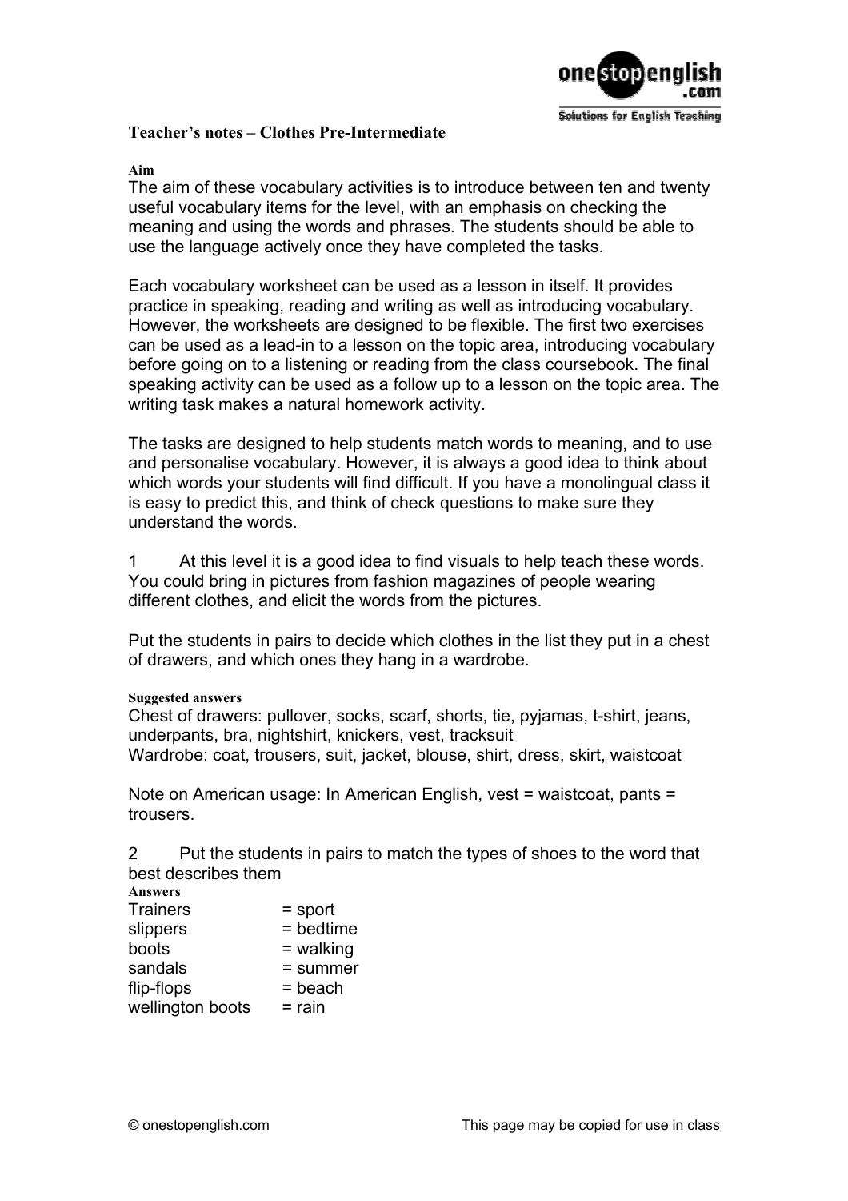## Teacher's notes – Clothes Pre-Intermediate

**Aim**

The aim of these vocabulary activities is to introduce between ten and twenty useful vocabulary items for the level, with an emphasis on checking the meaning and using the words and phrases. The students should be able to use the language actively once they have completed the tasks.

Each vocabulary worksheet can be used as a lesson in itself. It provides practice in speaking, reading and writing as well as introducing vocabulary. However, the worksheets are designed to be flexible. The first two exercises can be used as a lead-in to a lesson on the topic area, introducing vocabulary before going on to a listening or reading from the class coursebook. The final speaking activity can be used as a follow up to a lesson on the topic area. The writing task makes a natural homework activity.

The tasks are designed to help students match words to meaning, and to use and personalise vocabulary. However, it is always a good idea to think about which words your students will find difficult. If you have a monolingual class it is easy to predict this, and think of check questions to make sure they understand the words.

1 At this level it is a good idea to find visuals to help teach these words. You could bring in pictures from fashion magazines of people wearing different clothes, and elicit the words from the pictures.

Put the students in pairs to decide which clothes in the list they put in a chest of drawers, and which ones they hang in a wardrobe.

**Suggested answers**

Chest of drawers: pullover, socks, scarf, shorts, tie, pyjamas, t-shirt, jeans, underpants, bra, nightshirt, knickers, vest, tracksuit
Wardrobe: coat, trousers, suit, jacket, blouse, shirt, dress, skirt, waistcoat

Note on American usage: In American English, vest = waistcoat, pants = trousers.

2 Put the students in pairs to match the types of shoes to the word that best describes them

**Answers**

| | |
|---|---|
| Trainers | = sport |
| slippers | = bedtime |
| boots | = walking |
| sandals | = summer |
| flip-flops | = beach |
| wellington boots | = rain |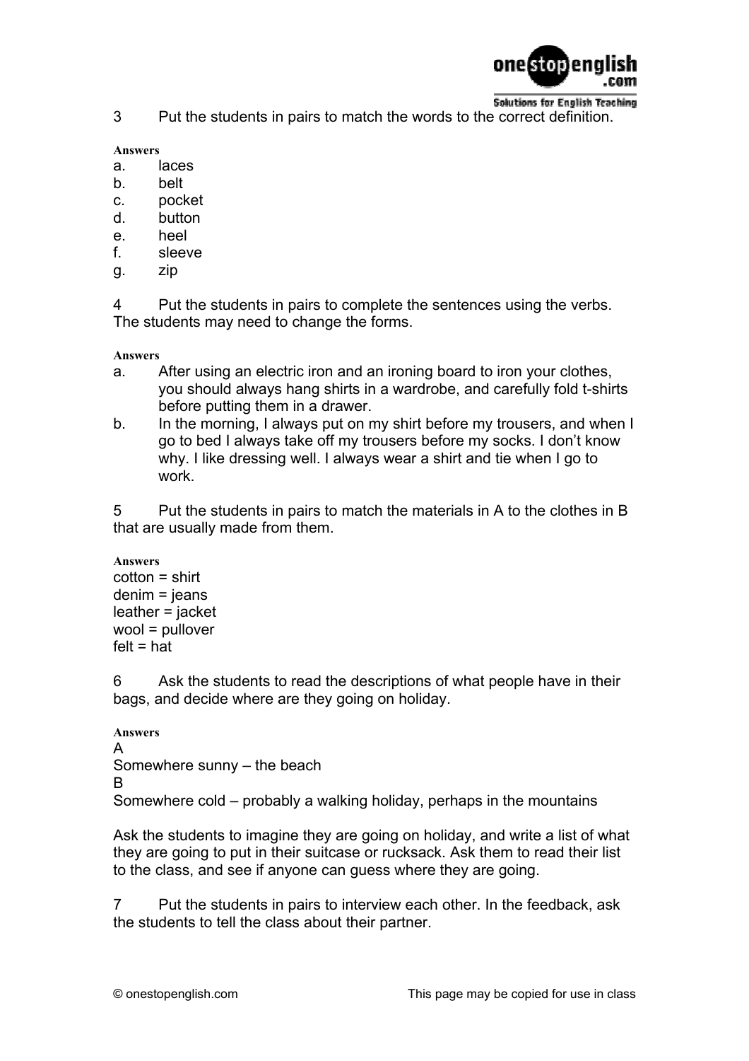3 Put the students in pairs to match the words to the correct definition.

**Answers**

a. laces
b. belt
c. pocket
d. button
e. heel
f. sleeve
g. zip

4 Put the students in pairs to complete the sentences using the verbs. The students may need to change the forms.

**Answers**

a. After using an electric iron and an ironing board to iron your clothes, you should always hang shirts in a wardrobe, and carefully fold t-shirts before putting them in a drawer.
b. In the morning, I always put on my shirt before my trousers, and when I go to bed I always take off my trousers before my socks. I don't know why. I like dressing well. I always wear a shirt and tie when I go to work.

5 Put the students in pairs to match the materials in A to the clothes in B that are usually made from them.

**Answers**

cotton = shirt
denim = jeans
leather = jacket
wool = pullover
felt = hat

6 Ask the students to read the descriptions of what people have in their bags, and decide where are they going on holiday.

**Answers**

A
Somewhere sunny – the beach
B
Somewhere cold – probably a walking holiday, perhaps in the mountains

Ask the students to imagine they are going on holiday, and write a list of what they are going to put in their suitcase or rucksack. Ask them to read their list to the class, and see if anyone can guess where they are going.

7 Put the students in pairs to interview each other. In the feedback, ask the students to tell the class about their partner.